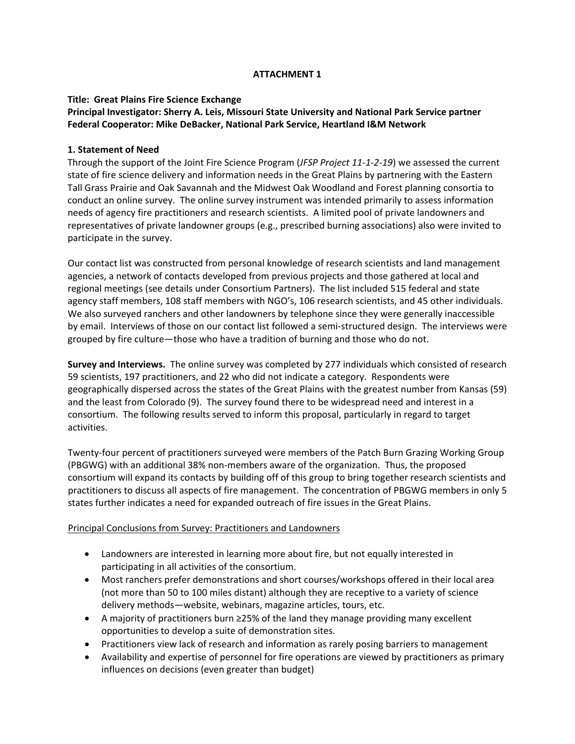**ATTACHMENT 1**

**Title: Great Plains Fire Science Exchange**
**Principal Investigator: Sherry A. Leis, Missouri State University and National Park Service partner**
**Federal Cooperator: Mike DeBacker, National Park Service, Heartland I&M Network**

**1. Statement of Need**

Through the support of the Joint Fire Science Program (*JFSP Project 11-1-2-19*) we assessed the current state of fire science delivery and information needs in the Great Plains by partnering with the Eastern Tall Grass Prairie and Oak Savannah and the Midwest Oak Woodland and Forest planning consortia to conduct an online survey. The online survey instrument was intended primarily to assess information needs of agency fire practitioners and research scientists. A limited pool of private landowners and representatives of private landowner groups (e.g., prescribed burning associations) also were invited to participate in the survey.

Our contact list was constructed from personal knowledge of research scientists and land management agencies, a network of contacts developed from previous projects and those gathered at local and regional meetings (see details under Consortium Partners). The list included 515 federal and state agency staff members, 108 staff members with NGO's, 106 research scientists, and 45 other individuals. We also surveyed ranchers and other landowners by telephone since they were generally inaccessible by email. Interviews of those on our contact list followed a semi-structured design. The interviews were grouped by fire culture—those who have a tradition of burning and those who do not.

**Survey and Interviews.** The online survey was completed by 277 individuals which consisted of research 59 scientists, 197 practitioners, and 22 who did not indicate a category. Respondents were geographically dispersed across the states of the Great Plains with the greatest number from Kansas (59) and the least from Colorado (9). The survey found there to be widespread need and interest in a consortium. The following results served to inform this proposal, particularly in regard to target activities.

Twenty-four percent of practitioners surveyed were members of the Patch Burn Grazing Working Group (PBGWG) with an additional 38% non-members aware of the organization. Thus, the proposed consortium will expand its contacts by building off of this group to bring together research scientists and practitioners to discuss all aspects of fire management. The concentration of PBGWG members in only 5 states further indicates a need for expanded outreach of fire issues in the Great Plains.

Principal Conclusions from Survey: Practitioners and Landowners

- Landowners are interested in learning more about fire, but not equally interested in participating in all activities of the consortium.
- Most ranchers prefer demonstrations and short courses/workshops offered in their local area (not more than 50 to 100 miles distant) although they are receptive to a variety of science delivery methods—website, webinars, magazine articles, tours, etc.
- A majority of practitioners burn ≥25% of the land they manage providing many excellent opportunities to develop a suite of demonstration sites.
- Practitioners view lack of research and information as rarely posing barriers to management
- Availability and expertise of personnel for fire operations are viewed by practitioners as primary influences on decisions (even greater than budget)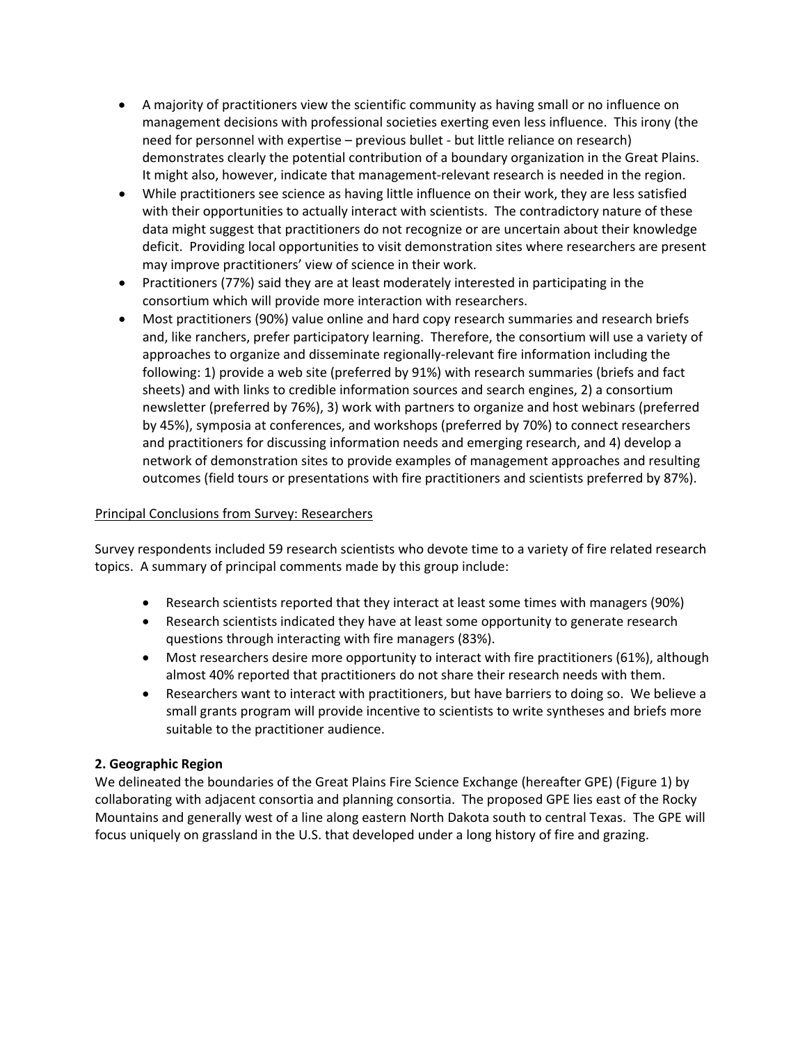- A majority of practitioners view the scientific community as having small or no influence on management decisions with professional societies exerting even less influence. This irony (the need for personnel with expertise – previous bullet - but little reliance on research) demonstrates clearly the potential contribution of a boundary organization in the Great Plains. It might also, however, indicate that management-relevant research is needed in the region.
- While practitioners see science as having little influence on their work, they are less satisfied with their opportunities to actually interact with scientists. The contradictory nature of these data might suggest that practitioners do not recognize or are uncertain about their knowledge deficit. Providing local opportunities to visit demonstration sites where researchers are present may improve practitioners' view of science in their work.
- Practitioners (77%) said they are at least moderately interested in participating in the consortium which will provide more interaction with researchers.
- Most practitioners (90%) value online and hard copy research summaries and research briefs and, like ranchers, prefer participatory learning. Therefore, the consortium will use a variety of approaches to organize and disseminate regionally-relevant fire information including the following: 1) provide a web site (preferred by 91%) with research summaries (briefs and fact sheets) and with links to credible information sources and search engines, 2) a consortium newsletter (preferred by 76%), 3) work with partners to organize and host webinars (preferred by 45%), symposia at conferences, and workshops (preferred by 70%) to connect researchers and practitioners for discussing information needs and emerging research, and 4) develop a network of demonstration sites to provide examples of management approaches and resulting outcomes (field tours or presentations with fire practitioners and scientists preferred by 87%).

<u>Principal Conclusions from Survey: Researchers</u>

Survey respondents included 59 research scientists who devote time to a variety of fire related research topics. A summary of principal comments made by this group include:

- Research scientists reported that they interact at least some times with managers (90%)
- Research scientists indicated they have at least some opportunity to generate research questions through interacting with fire managers (83%).
- Most researchers desire more opportunity to interact with fire practitioners (61%), although almost 40% reported that practitioners do not share their research needs with them.
- Researchers want to interact with practitioners, but have barriers to doing so. We believe a small grants program will provide incentive to scientists to write syntheses and briefs more suitable to the practitioner audience.

**2. Geographic Region**

We delineated the boundaries of the Great Plains Fire Science Exchange (hereafter GPE) (Figure 1) by collaborating with adjacent consortia and planning consortia. The proposed GPE lies east of the Rocky Mountains and generally west of a line along eastern North Dakota south to central Texas. The GPE will focus uniquely on grassland in the U.S. that developed under a long history of fire and grazing.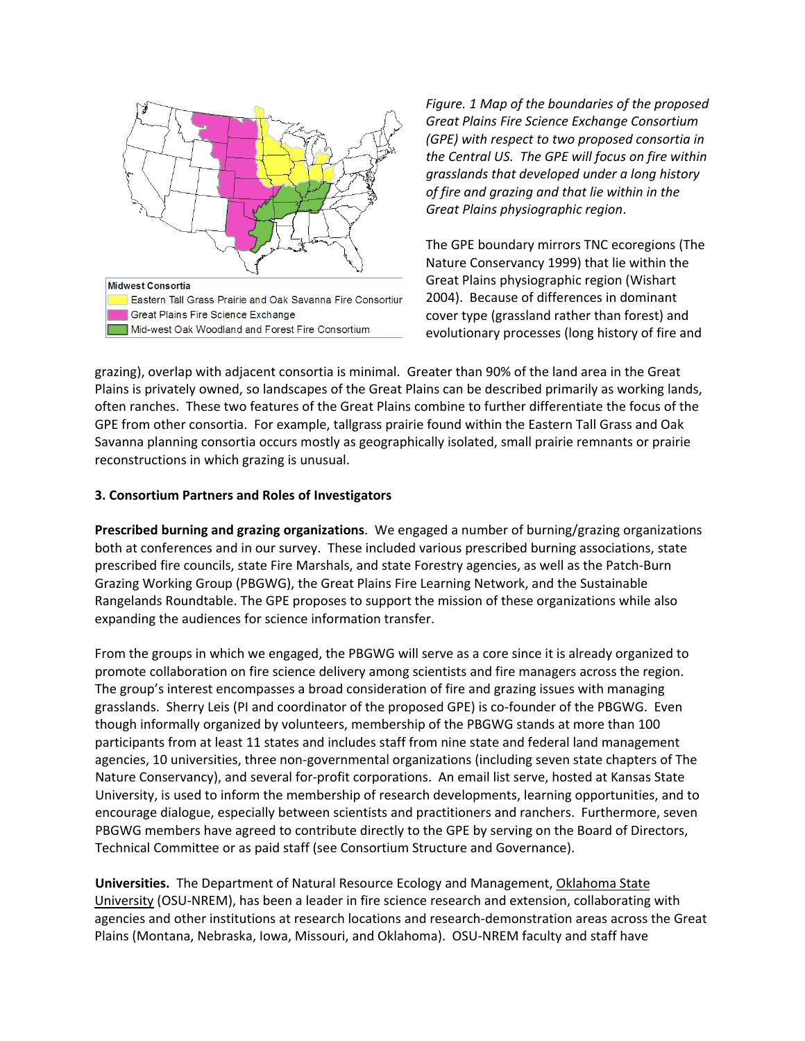*Figure. 1 Map of the boundaries of the proposed Great Plains Fire Science Exchange Consortium (GPE) with respect to two proposed consortia in the Central US. The GPE will focus on fire within grasslands that developed under a long history of fire and grazing and that lie within in the Great Plains physiographic region*.

The GPE boundary mirrors TNC ecoregions (The Nature Conservancy 1999) that lie within the Great Plains physiographic region (Wishart 2004). Because of differences in dominant cover type (grassland rather than forest) and evolutionary processes (long history of fire and grazing), overlap with adjacent consortia is minimal. Greater than 90% of the land area in the Great Plains is privately owned, so landscapes of the Great Plains can be described primarily as working lands, often ranches. These two features of the Great Plains combine to further differentiate the focus of the GPE from other consortia. For example, tallgrass prairie found within the Eastern Tall Grass and Oak Savanna planning consortia occurs mostly as geographically isolated, small prairie remnants or prairie reconstructions in which grazing is unusual.

### 3. Consortium Partners and Roles of Investigators

**Prescribed burning and grazing organizations**. We engaged a number of burning/grazing organizations both at conferences and in our survey. These included various prescribed burning associations, state prescribed fire councils, state Fire Marshals, and state Forestry agencies, as well as the Patch-Burn Grazing Working Group (PBGWG), the Great Plains Fire Learning Network, and the Sustainable Rangelands Roundtable. The GPE proposes to support the mission of these organizations while also expanding the audiences for science information transfer.

From the groups in which we engaged, the PBGWG will serve as a core since it is already organized to promote collaboration on fire science delivery among scientists and fire managers across the region. The group's interest encompasses a broad consideration of fire and grazing issues with managing grasslands. Sherry Leis (PI and coordinator of the proposed GPE) is co-founder of the PBGWG. Even though informally organized by volunteers, membership of the PBGWG stands at more than 100 participants from at least 11 states and includes staff from nine state and federal land management agencies, 10 universities, three non-governmental organizations (including seven state chapters of The Nature Conservancy), and several for-profit corporations. An email list serve, hosted at Kansas State University, is used to inform the membership of research developments, learning opportunities, and to encourage dialogue, especially between scientists and practitioners and ranchers. Furthermore, seven PBGWG members have agreed to contribute directly to the GPE by serving on the Board of Directors, Technical Committee or as paid staff (see Consortium Structure and Governance).

**Universities.** The Department of Natural Resource Ecology and Management, Oklahoma State University (OSU-NREM), has been a leader in fire science research and extension, collaborating with agencies and other institutions at research locations and research-demonstration areas across the Great Plains (Montana, Nebraska, Iowa, Missouri, and Oklahoma). OSU-NREM faculty and staff have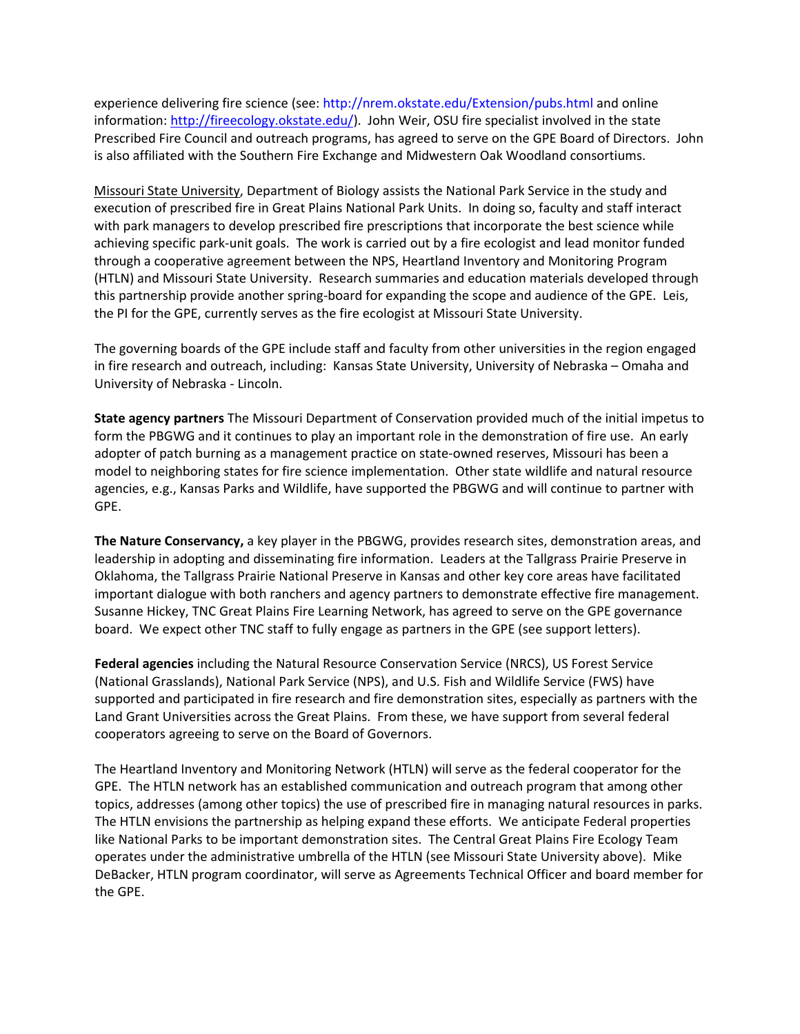experience delivering fire science (see: http://nrem.okstate.edu/Extension/pubs.html and online information: http://fireecology.okstate.edu/). John Weir, OSU fire specialist involved in the state Prescribed Fire Council and outreach programs, has agreed to serve on the GPE Board of Directors. John is also affiliated with the Southern Fire Exchange and Midwestern Oak Woodland consortiums.

Missouri State University, Department of Biology assists the National Park Service in the study and execution of prescribed fire in Great Plains National Park Units. In doing so, faculty and staff interact with park managers to develop prescribed fire prescriptions that incorporate the best science while achieving specific park-unit goals. The work is carried out by a fire ecologist and lead monitor funded through a cooperative agreement between the NPS, Heartland Inventory and Monitoring Program (HTLN) and Missouri State University. Research summaries and education materials developed through this partnership provide another spring-board for expanding the scope and audience of the GPE. Leis, the PI for the GPE, currently serves as the fire ecologist at Missouri State University.

The governing boards of the GPE include staff and faculty from other universities in the region engaged in fire research and outreach, including: Kansas State University, University of Nebraska – Omaha and University of Nebraska - Lincoln.

**State agency partners** The Missouri Department of Conservation provided much of the initial impetus to form the PBGWG and it continues to play an important role in the demonstration of fire use. An early adopter of patch burning as a management practice on state-owned reserves, Missouri has been a model to neighboring states for fire science implementation. Other state wildlife and natural resource agencies, e.g., Kansas Parks and Wildlife, have supported the PBGWG and will continue to partner with GPE.

**The Nature Conservancy,** a key player in the PBGWG, provides research sites, demonstration areas, and leadership in adopting and disseminating fire information. Leaders at the Tallgrass Prairie Preserve in Oklahoma, the Tallgrass Prairie National Preserve in Kansas and other key core areas have facilitated important dialogue with both ranchers and agency partners to demonstrate effective fire management. Susanne Hickey, TNC Great Plains Fire Learning Network, has agreed to serve on the GPE governance board. We expect other TNC staff to fully engage as partners in the GPE (see support letters).

**Federal agencies** including the Natural Resource Conservation Service (NRCS), US Forest Service (National Grasslands), National Park Service (NPS), and U.S. Fish and Wildlife Service (FWS) have supported and participated in fire research and fire demonstration sites, especially as partners with the Land Grant Universities across the Great Plains. From these, we have support from several federal cooperators agreeing to serve on the Board of Governors.

The Heartland Inventory and Monitoring Network (HTLN) will serve as the federal cooperator for the GPE. The HTLN network has an established communication and outreach program that among other topics, addresses (among other topics) the use of prescribed fire in managing natural resources in parks. The HTLN envisions the partnership as helping expand these efforts. We anticipate Federal properties like National Parks to be important demonstration sites. The Central Great Plains Fire Ecology Team operates under the administrative umbrella of the HTLN (see Missouri State University above). Mike DeBacker, HTLN program coordinator, will serve as Agreements Technical Officer and board member for the GPE.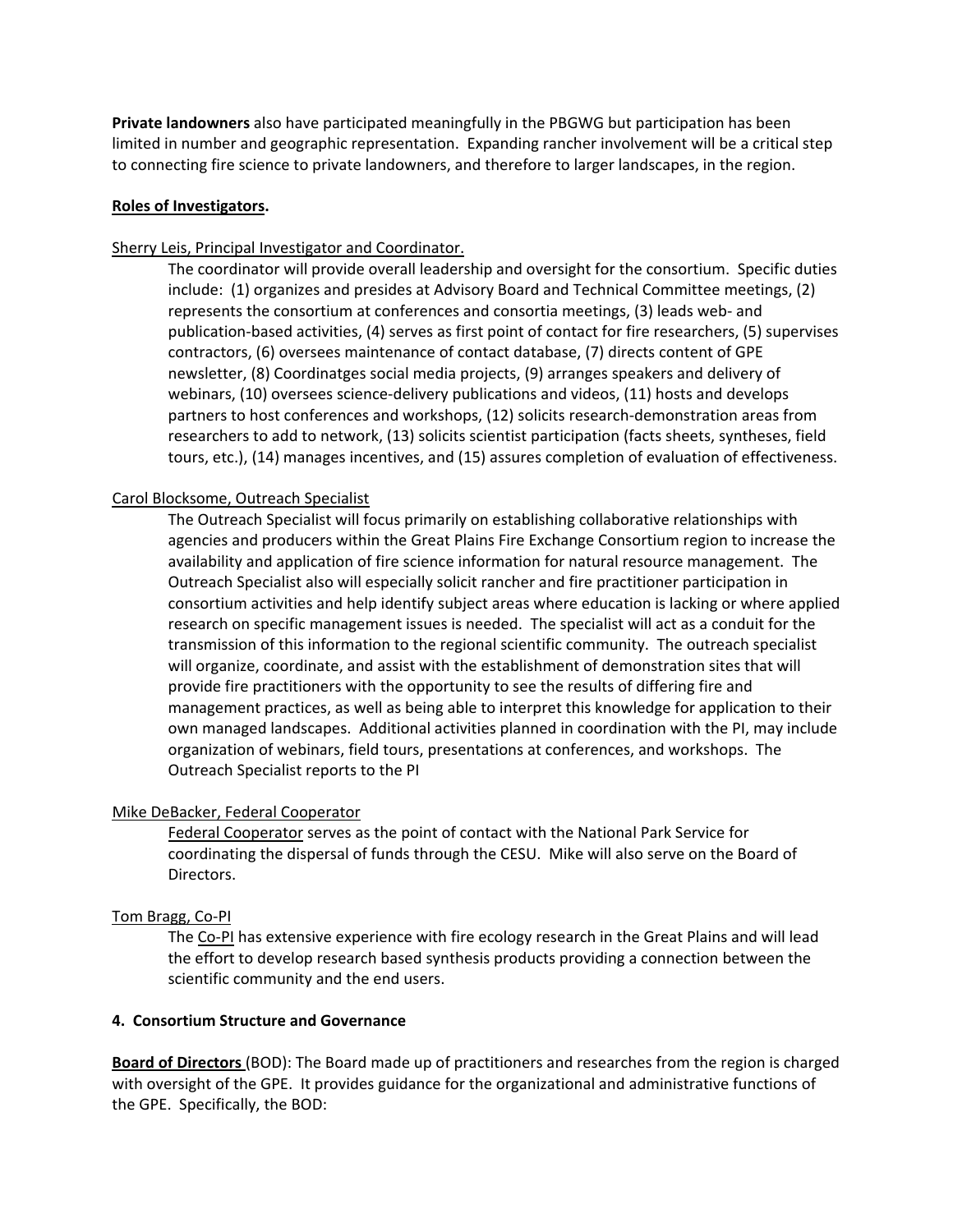**Private landowners** also have participated meaningfully in the PBGWG but participation has been limited in number and geographic representation. Expanding rancher involvement will be a critical step to connecting fire science to private landowners, and therefore to larger landscapes, in the region.

**Roles of Investigators.**

Sherry Leis, Principal Investigator and Coordinator.

The coordinator will provide overall leadership and oversight for the consortium. Specific duties include: (1) organizes and presides at Advisory Board and Technical Committee meetings, (2) represents the consortium at conferences and consortia meetings, (3) leads web- and publication-based activities, (4) serves as first point of contact for fire researchers, (5) supervises contractors, (6) oversees maintenance of contact database, (7) directs content of GPE newsletter, (8) Coordinatges social media projects, (9) arranges speakers and delivery of webinars, (10) oversees science-delivery publications and videos, (11) hosts and develops partners to host conferences and workshops, (12) solicits research-demonstration areas from researchers to add to network, (13) solicits scientist participation (facts sheets, syntheses, field tours, etc.), (14) manages incentives, and (15) assures completion of evaluation of effectiveness.

Carol Blocksome, Outreach Specialist

The Outreach Specialist will focus primarily on establishing collaborative relationships with agencies and producers within the Great Plains Fire Exchange Consortium region to increase the availability and application of fire science information for natural resource management. The Outreach Specialist also will especially solicit rancher and fire practitioner participation in consortium activities and help identify subject areas where education is lacking or where applied research on specific management issues is needed. The specialist will act as a conduit for the transmission of this information to the regional scientific community. The outreach specialist will organize, coordinate, and assist with the establishment of demonstration sites that will provide fire practitioners with the opportunity to see the results of differing fire and management practices, as well as being able to interpret this knowledge for application to their own managed landscapes. Additional activities planned in coordination with the PI, may include organization of webinars, field tours, presentations at conferences, and workshops. The Outreach Specialist reports to the PI

Mike DeBacker, Federal Cooperator

Federal Cooperator serves as the point of contact with the National Park Service for coordinating the dispersal of funds through the CESU. Mike will also serve on the Board of Directors.

Tom Bragg, Co-PI

The Co-PI has extensive experience with fire ecology research in the Great Plains and will lead the effort to develop research based synthesis products providing a connection between the scientific community and the end users.

**4. Consortium Structure and Governance**

**Board of Directors** (BOD): The Board made up of practitioners and researches from the region is charged with oversight of the GPE. It provides guidance for the organizational and administrative functions of the GPE. Specifically, the BOD: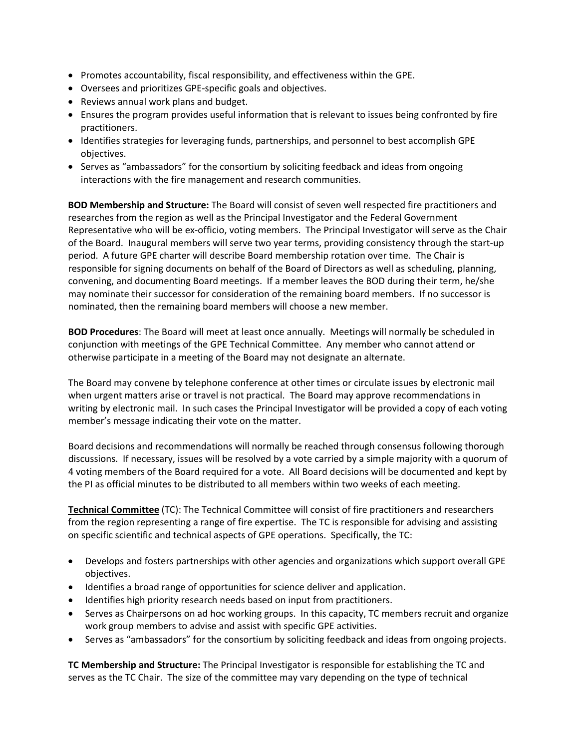- Promotes accountability, fiscal responsibility, and effectiveness within the GPE.
- Oversees and prioritizes GPE-specific goals and objectives.
- Reviews annual work plans and budget.
- Ensures the program provides useful information that is relevant to issues being confronted by fire practitioners.
- Identifies strategies for leveraging funds, partnerships, and personnel to best accomplish GPE objectives.
- Serves as "ambassadors" for the consortium by soliciting feedback and ideas from ongoing interactions with the fire management and research communities.

**BOD Membership and Structure:** The Board will consist of seven well respected fire practitioners and researches from the region as well as the Principal Investigator and the Federal Government Representative who will be ex-officio, voting members. The Principal Investigator will serve as the Chair of the Board. Inaugural members will serve two year terms, providing consistency through the start-up period. A future GPE charter will describe Board membership rotation over time. The Chair is responsible for signing documents on behalf of the Board of Directors as well as scheduling, planning, convening, and documenting Board meetings. If a member leaves the BOD during their term, he/she may nominate their successor for consideration of the remaining board members. If no successor is nominated, then the remaining board members will choose a new member.

**BOD Procedures**: The Board will meet at least once annually. Meetings will normally be scheduled in conjunction with meetings of the GPE Technical Committee. Any member who cannot attend or otherwise participate in a meeting of the Board may not designate an alternate.

The Board may convene by telephone conference at other times or circulate issues by electronic mail when urgent matters arise or travel is not practical. The Board may approve recommendations in writing by electronic mail. In such cases the Principal Investigator will be provided a copy of each voting member's message indicating their vote on the matter.

Board decisions and recommendations will normally be reached through consensus following thorough discussions. If necessary, issues will be resolved by a vote carried by a simple majority with a quorum of 4 voting members of the Board required for a vote. All Board decisions will be documented and kept by the PI as official minutes to be distributed to all members within two weeks of each meeting.

**Technical Committee** (TC): The Technical Committee will consist of fire practitioners and researchers from the region representing a range of fire expertise. The TC is responsible for advising and assisting on specific scientific and technical aspects of GPE operations. Specifically, the TC:

- Develops and fosters partnerships with other agencies and organizations which support overall GPE objectives.
- Identifies a broad range of opportunities for science deliver and application.
- Identifies high priority research needs based on input from practitioners.
- Serves as Chairpersons on ad hoc working groups. In this capacity, TC members recruit and organize work group members to advise and assist with specific GPE activities.
- Serves as "ambassadors" for the consortium by soliciting feedback and ideas from ongoing projects.

**TC Membership and Structure:** The Principal Investigator is responsible for establishing the TC and serves as the TC Chair. The size of the committee may vary depending on the type of technical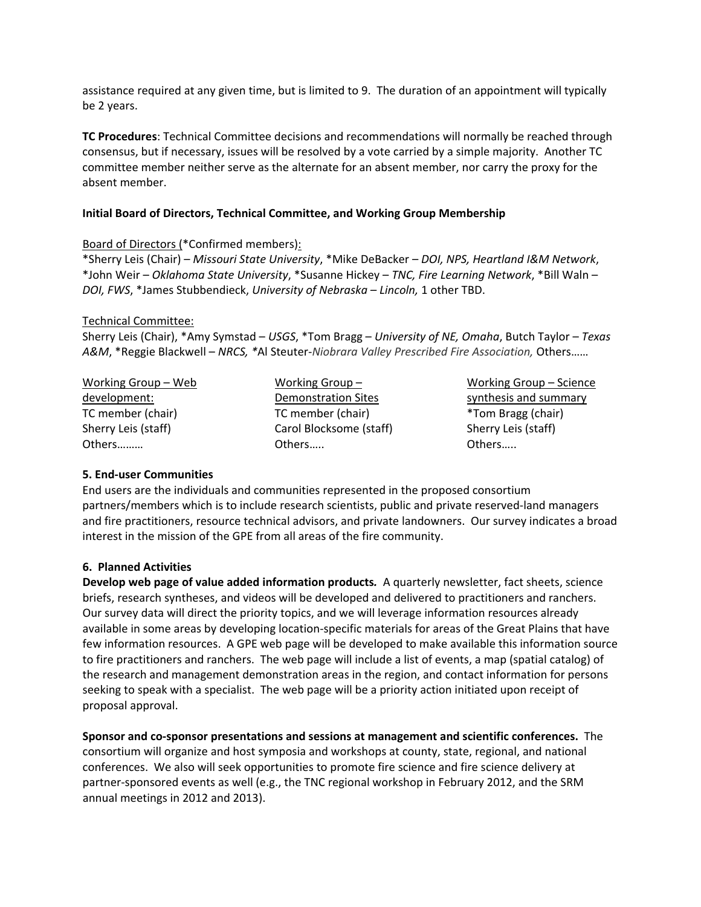assistance required at any given time, but is limited to 9. The duration of an appointment will typically be 2 years.

**TC Procedures**: Technical Committee decisions and recommendations will normally be reached through consensus, but if necessary, issues will be resolved by a vote carried by a simple majority. Another TC committee member neither serve as the alternate for an absent member, nor carry the proxy for the absent member.

**Initial Board of Directors, Technical Committee, and Working Group Membership**

Board of Directors (*Confirmed members):
*Sherry Leis (Chair) – *Missouri State University*, *Mike DeBacker – *DOI, NPS, Heartland I&M Network*, *John Weir – *Oklahoma State University*, *Susanne Hickey – *TNC, Fire Learning Network*, *Bill Waln – *DOI, FWS*, *James Stubbendieck, *University of Nebraska – Lincoln,* 1 other TBD.

Technical Committee:
Sherry Leis (Chair), *Amy Symstad – *USGS*, *Tom Bragg – *University of NE, Omaha*, Butch Taylor – *Texas A&M*, *Reggie Blackwell – *NRCS,* *Al Steuter-*Niobrara Valley Prescribed Fire Association,* Others……

Working Group – Web development:
TC member (chair)
Sherry Leis (staff)
Others………

Working Group – Demonstration Sites
TC member (chair)
Carol Blocksome (staff)
Others…..

Working Group – Science synthesis and summary
*Tom Bragg (chair)
Sherry Leis (staff)
Others…..

**5. End-user Communities**

End users are the individuals and communities represented in the proposed consortium partners/members which is to include research scientists, public and private reserved-land managers and fire practitioners, resource technical advisors, and private landowners. Our survey indicates a broad interest in the mission of the GPE from all areas of the fire community.

**6. Planned Activities**

**Develop web page of value added information products.** A quarterly newsletter, fact sheets, science briefs, research syntheses, and videos will be developed and delivered to practitioners and ranchers. Our survey data will direct the priority topics, and we will leverage information resources already available in some areas by developing location-specific materials for areas of the Great Plains that have few information resources. A GPE web page will be developed to make available this information source to fire practitioners and ranchers. The web page will include a list of events, a map (spatial catalog) of the research and management demonstration areas in the region, and contact information for persons seeking to speak with a specialist. The web page will be a priority action initiated upon receipt of proposal approval.

**Sponsor and co-sponsor presentations and sessions at management and scientific conferences.** The consortium will organize and host symposia and workshops at county, state, regional, and national conferences. We also will seek opportunities to promote fire science and fire science delivery at partner-sponsored events as well (e.g., the TNC regional workshop in February 2012, and the SRM annual meetings in 2012 and 2013).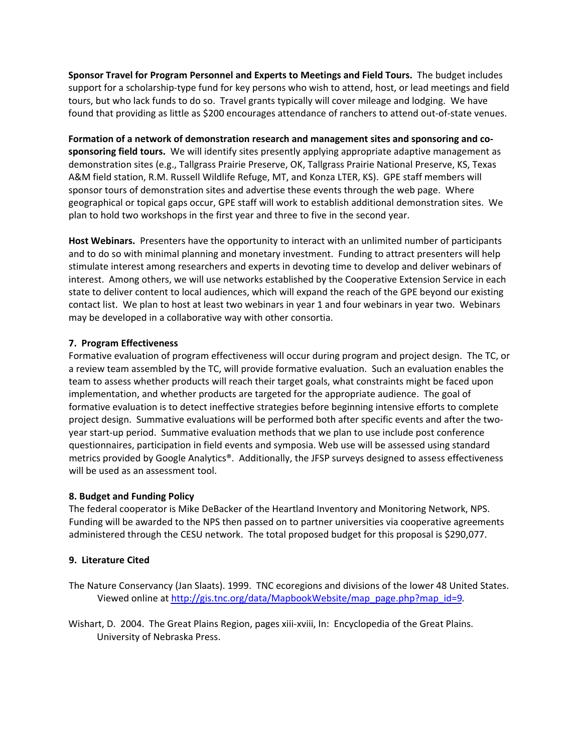**Sponsor Travel for Program Personnel and Experts to Meetings and Field Tours.** The budget includes support for a scholarship-type fund for key persons who wish to attend, host, or lead meetings and field tours, but who lack funds to do so. Travel grants typically will cover mileage and lodging. We have found that providing as little as $200 encourages attendance of ranchers to attend out-of-state venues.

**Formation of a network of demonstration research and management sites and sponsoring and co-sponsoring field tours.** We will identify sites presently applying appropriate adaptive management as demonstration sites (e.g., Tallgrass Prairie Preserve, OK, Tallgrass Prairie National Preserve, KS, Texas A&M field station, R.M. Russell Wildlife Refuge, MT, and Konza LTER, KS). GPE staff members will sponsor tours of demonstration sites and advertise these events through the web page. Where geographical or topical gaps occur, GPE staff will work to establish additional demonstration sites. We plan to hold two workshops in the first year and three to five in the second year.

**Host Webinars.** Presenters have the opportunity to interact with an unlimited number of participants and to do so with minimal planning and monetary investment. Funding to attract presenters will help stimulate interest among researchers and experts in devoting time to develop and deliver webinars of interest. Among others, we will use networks established by the Cooperative Extension Service in each state to deliver content to local audiences, which will expand the reach of the GPE beyond our existing contact list. We plan to host at least two webinars in year 1 and four webinars in year two. Webinars may be developed in a collaborative way with other consortia.

### 7. Program Effectiveness

Formative evaluation of program effectiveness will occur during program and project design. The TC, or a review team assembled by the TC, will provide formative evaluation. Such an evaluation enables the team to assess whether products will reach their target goals, what constraints might be faced upon implementation, and whether products are targeted for the appropriate audience. The goal of formative evaluation is to detect ineffective strategies before beginning intensive efforts to complete project design. Summative evaluations will be performed both after specific events and after the two-year start-up period. Summative evaluation methods that we plan to use include post conference questionnaires, participation in field events and symposia. Web use will be assessed using standard metrics provided by Google Analytics®. Additionally, the JFSP surveys designed to assess effectiveness will be used as an assessment tool.

### 8. Budget and Funding Policy

The federal cooperator is Mike DeBacker of the Heartland Inventory and Monitoring Network, NPS. Funding will be awarded to the NPS then passed on to partner universities via cooperative agreements administered through the CESU network. The total proposed budget for this proposal is $290,077.

### 9. Literature Cited

The Nature Conservancy (Jan Slaats). 1999. TNC ecoregions and divisions of the lower 48 United States. Viewed online at http://gis.tnc.org/data/MapbookWebsite/map_page.php?map_id=9.

Wishart, D. 2004. The Great Plains Region, pages xiii-xviii, In: Encyclopedia of the Great Plains. University of Nebraska Press.